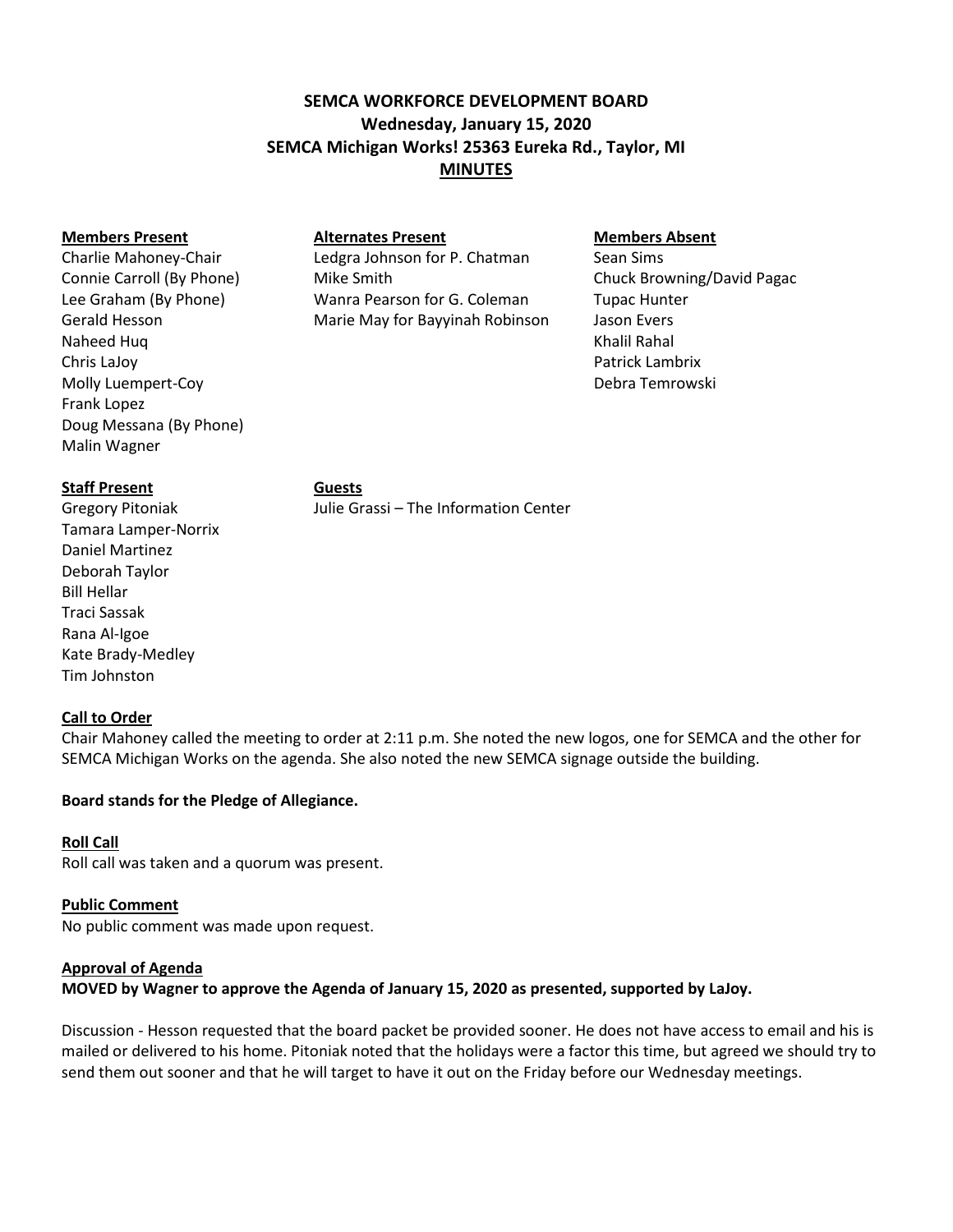# SEMCA WORKFORCE DEVELOPMENT BOARD
## Wednesday, January 15, 2020
## SEMCA Michigan Works! 25363 Eureka Rd., Taylor, MI
## MINUTES

| Members Present | Alternates Present | Members Absent |
|---|---|---|
| Charlie Mahoney-Chair | Ledgra Johnson for P. Chatman | Sean Sims |
| Connie Carroll (By Phone) | Mike Smith | Chuck Browning/David Pagac |
| Lee Graham (By Phone) | Wanra Pearson for G. Coleman | Tupac Hunter |
| Gerald Hesson | Marie May for Bayyinah Robinson | Jason Evers |
| Naheed Huq | | Khalil Rahal |
| Chris LaJoy | | Patrick Lambrix |
| Molly Luempert-Coy | | Debra Temrowski |
| Frank Lopez | | |
| Doug Messana (By Phone) | | |
| Malin Wagner | | |

| Staff Present | Guests |
|---|---|
| Gregory Pitoniak | Julie Grassi – The Information Center |
| Tamara Lamper-Norrix | |
| Daniel Martinez | |
| Deborah Taylor | |
| Bill Hellar | |
| Traci Sassak | |
| Rana Al-Igoe | |
| Kate Brady-Medley | |
| Tim Johnston | |

**Call to Order**

Chair Mahoney called the meeting to order at 2:11 p.m. She noted the new logos, one for SEMCA and the other for SEMCA Michigan Works on the agenda. She also noted the new SEMCA signage outside the building.

**Board stands for the Pledge of Allegiance.**

**Roll Call**

Roll call was taken and a quorum was present.

**Public Comment**

No public comment was made upon request.

**Approval of Agenda**

**MOVED by Wagner to approve the Agenda of January 15, 2020 as presented, supported by LaJoy.**

Discussion - Hesson requested that the board packet be provided sooner. He does not have access to email and his is mailed or delivered to his home. Pitoniak noted that the holidays were a factor this time, but agreed we should try to send them out sooner and that he will target to have it out on the Friday before our Wednesday meetings.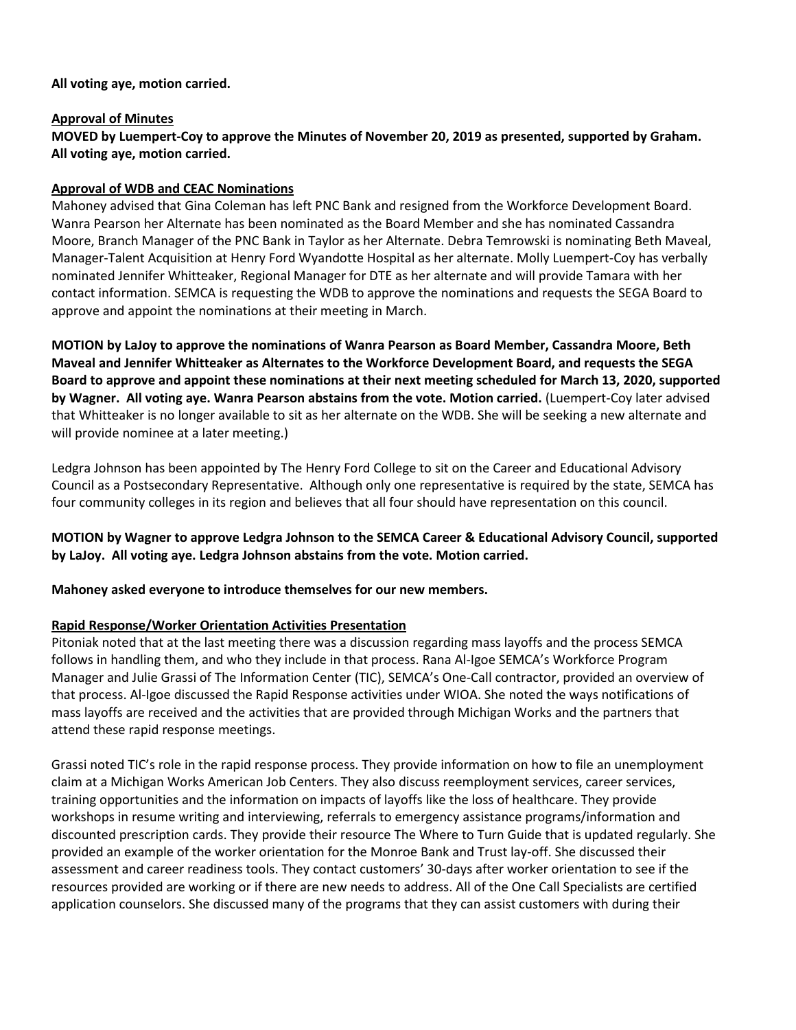**All voting aye, motion carried.**

**Approval of Minutes**

**MOVED by Luempert-Coy to approve the Minutes of November 20, 2019 as presented, supported by Graham. All voting aye, motion carried.**

**Approval of WDB and CEAC Nominations**

Mahoney advised that Gina Coleman has left PNC Bank and resigned from the Workforce Development Board. Wanra Pearson her Alternate has been nominated as the Board Member and she has nominated Cassandra Moore, Branch Manager of the PNC Bank in Taylor as her Alternate. Debra Temrowski is nominating Beth Maveal, Manager-Talent Acquisition at Henry Ford Wyandotte Hospital as her alternate. Molly Luempert-Coy has verbally nominated Jennifer Whitteaker, Regional Manager for DTE as her alternate and will provide Tamara with her contact information. SEMCA is requesting the WDB to approve the nominations and requests the SEGA Board to approve and appoint the nominations at their meeting in March.

**MOTION by LaJoy to approve the nominations of Wanra Pearson as Board Member, Cassandra Moore, Beth Maveal and Jennifer Whitteaker as Alternates to the Workforce Development Board, and requests the SEGA Board to approve and appoint these nominations at their next meeting scheduled for March 13, 2020, supported by Wagner. All voting aye. Wanra Pearson abstains from the vote. Motion carried.** (Luempert-Coy later advised that Whitteaker is no longer available to sit as her alternate on the WDB. She will be seeking a new alternate and will provide nominee at a later meeting.)

Ledgra Johnson has been appointed by The Henry Ford College to sit on the Career and Educational Advisory Council as a Postsecondary Representative. Although only one representative is required by the state, SEMCA has four community colleges in its region and believes that all four should have representation on this council.

**MOTION by Wagner to approve Ledgra Johnson to the SEMCA Career & Educational Advisory Council, supported by LaJoy. All voting aye. Ledgra Johnson abstains from the vote. Motion carried.**

**Mahoney asked everyone to introduce themselves for our new members.**

**Rapid Response/Worker Orientation Activities Presentation**

Pitoniak noted that at the last meeting there was a discussion regarding mass layoffs and the process SEMCA follows in handling them, and who they include in that process. Rana Al-Igoe SEMCA's Workforce Program Manager and Julie Grassi of The Information Center (TIC), SEMCA's One-Call contractor, provided an overview of that process. Al-Igoe discussed the Rapid Response activities under WIOA. She noted the ways notifications of mass layoffs are received and the activities that are provided through Michigan Works and the partners that attend these rapid response meetings.

Grassi noted TIC's role in the rapid response process. They provide information on how to file an unemployment claim at a Michigan Works American Job Centers. They also discuss reemployment services, career services, training opportunities and the information on impacts of layoffs like the loss of healthcare. They provide workshops in resume writing and interviewing, referrals to emergency assistance programs/information and discounted prescription cards. They provide their resource The Where to Turn Guide that is updated regularly. She provided an example of the worker orientation for the Monroe Bank and Trust lay-off. She discussed their assessment and career readiness tools. They contact customers' 30-days after worker orientation to see if the resources provided are working or if there are new needs to address. All of the One Call Specialists are certified application counselors. She discussed many of the programs that they can assist customers with during their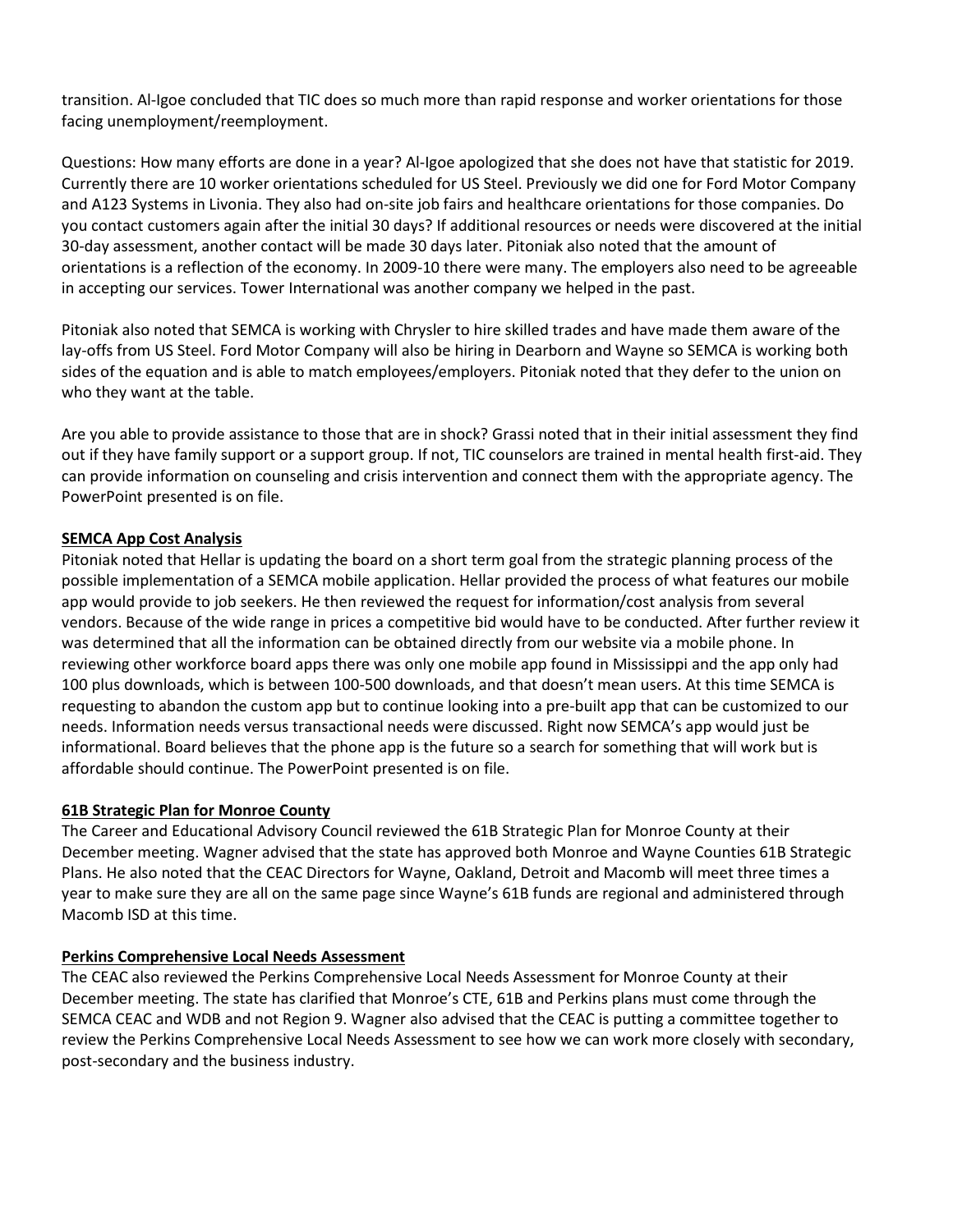transition. Al-Igoe concluded that TIC does so much more than rapid response and worker orientations for those facing unemployment/reemployment.

Questions: How many efforts are done in a year? Al-Igoe apologized that she does not have that statistic for 2019. Currently there are 10 worker orientations scheduled for US Steel. Previously we did one for Ford Motor Company and A123 Systems in Livonia. They also had on-site job fairs and healthcare orientations for those companies. Do you contact customers again after the initial 30 days? If additional resources or needs were discovered at the initial 30-day assessment, another contact will be made 30 days later. Pitoniak also noted that the amount of orientations is a reflection of the economy. In 2009-10 there were many. The employers also need to be agreeable in accepting our services. Tower International was another company we helped in the past.

Pitoniak also noted that SEMCA is working with Chrysler to hire skilled trades and have made them aware of the lay-offs from US Steel. Ford Motor Company will also be hiring in Dearborn and Wayne so SEMCA is working both sides of the equation and is able to match employees/employers. Pitoniak noted that they defer to the union on who they want at the table.

Are you able to provide assistance to those that are in shock? Grassi noted that in their initial assessment they find out if they have family support or a support group. If not, TIC counselors are trained in mental health first-aid. They can provide information on counseling and crisis intervention and connect them with the appropriate agency. The PowerPoint presented is on file.

**SEMCA App Cost Analysis**

Pitoniak noted that Hellar is updating the board on a short term goal from the strategic planning process of the possible implementation of a SEMCA mobile application. Hellar provided the process of what features our mobile app would provide to job seekers. He then reviewed the request for information/cost analysis from several vendors. Because of the wide range in prices a competitive bid would have to be conducted. After further review it was determined that all the information can be obtained directly from our website via a mobile phone. In reviewing other workforce board apps there was only one mobile app found in Mississippi and the app only had 100 plus downloads, which is between 100-500 downloads, and that doesn't mean users. At this time SEMCA is requesting to abandon the custom app but to continue looking into a pre-built app that can be customized to our needs. Information needs versus transactional needs were discussed. Right now SEMCA's app would just be informational. Board believes that the phone app is the future so a search for something that will work but is affordable should continue. The PowerPoint presented is on file.

**61B Strategic Plan for Monroe County**

The Career and Educational Advisory Council reviewed the 61B Strategic Plan for Monroe County at their December meeting. Wagner advised that the state has approved both Monroe and Wayne Counties 61B Strategic Plans. He also noted that the CEAC Directors for Wayne, Oakland, Detroit and Macomb will meet three times a year to make sure they are all on the same page since Wayne's 61B funds are regional and administered through Macomb ISD at this time.

**Perkins Comprehensive Local Needs Assessment**

The CEAC also reviewed the Perkins Comprehensive Local Needs Assessment for Monroe County at their December meeting. The state has clarified that Monroe's CTE, 61B and Perkins plans must come through the SEMCA CEAC and WDB and not Region 9. Wagner also advised that the CEAC is putting a committee together to review the Perkins Comprehensive Local Needs Assessment to see how we can work more closely with secondary, post-secondary and the business industry.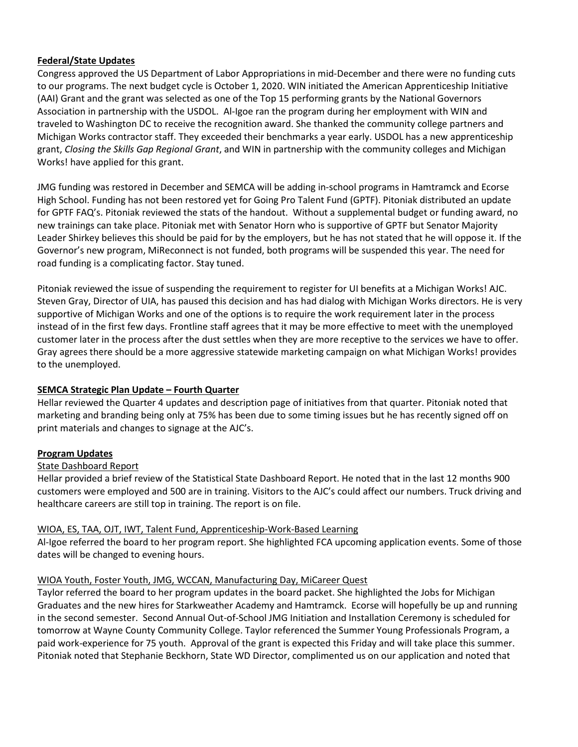**Federal/State Updates**

Congress approved the US Department of Labor Appropriations in mid-December and there were no funding cuts to our programs. The next budget cycle is October 1, 2020. WIN initiated the American Apprenticeship Initiative (AAI) Grant and the grant was selected as one of the Top 15 performing grants by the National Governors Association in partnership with the USDOL. Al-Igoe ran the program during her employment with WIN and traveled to Washington DC to receive the recognition award. She thanked the community college partners and Michigan Works contractor staff. They exceeded their benchmarks a year early. USDOL has a new apprenticeship grant, *Closing the Skills Gap Regional Grant*, and WIN in partnership with the community colleges and Michigan Works! have applied for this grant.

JMG funding was restored in December and SEMCA will be adding in-school programs in Hamtramck and Ecorse High School. Funding has not been restored yet for Going Pro Talent Fund (GPTF). Pitoniak distributed an update for GPTF FAQ's. Pitoniak reviewed the stats of the handout. Without a supplemental budget or funding award, no new trainings can take place. Pitoniak met with Senator Horn who is supportive of GPTF but Senator Majority Leader Shirkey believes this should be paid for by the employers, but he has not stated that he will oppose it. If the Governor's new program, MiReconnect is not funded, both programs will be suspended this year. The need for road funding is a complicating factor. Stay tuned.

Pitoniak reviewed the issue of suspending the requirement to register for UI benefits at a Michigan Works! AJC. Steven Gray, Director of UIA, has paused this decision and has had dialog with Michigan Works directors. He is very supportive of Michigan Works and one of the options is to require the work requirement later in the process instead of in the first few days. Frontline staff agrees that it may be more effective to meet with the unemployed customer later in the process after the dust settles when they are more receptive to the services we have to offer. Gray agrees there should be a more aggressive statewide marketing campaign on what Michigan Works! provides to the unemployed.

**SEMCA Strategic Plan Update – Fourth Quarter**

Hellar reviewed the Quarter 4 updates and description page of initiatives from that quarter. Pitoniak noted that marketing and branding being only at 75% has been due to some timing issues but he has recently signed off on print materials and changes to signage at the AJC's.

**Program Updates**

State Dashboard Report

Hellar provided a brief review of the Statistical State Dashboard Report. He noted that in the last 12 months 900 customers were employed and 500 are in training. Visitors to the AJC's could affect our numbers. Truck driving and healthcare careers are still top in training. The report is on file.

WIOA, ES, TAA, OJT, IWT, Talent Fund, Apprenticeship-Work-Based Learning

Al-Igoe referred the board to her program report. She highlighted FCA upcoming application events. Some of those dates will be changed to evening hours.

WIOA Youth, Foster Youth, JMG, WCCAN, Manufacturing Day, MiCareer Quest

Taylor referred the board to her program updates in the board packet. She highlighted the Jobs for Michigan Graduates and the new hires for Starkweather Academy and Hamtramck. Ecorse will hopefully be up and running in the second semester. Second Annual Out-of-School JMG Initiation and Installation Ceremony is scheduled for tomorrow at Wayne County Community College. Taylor referenced the Summer Young Professionals Program, a paid work-experience for 75 youth. Approval of the grant is expected this Friday and will take place this summer. Pitoniak noted that Stephanie Beckhorn, State WD Director, complimented us on our application and noted that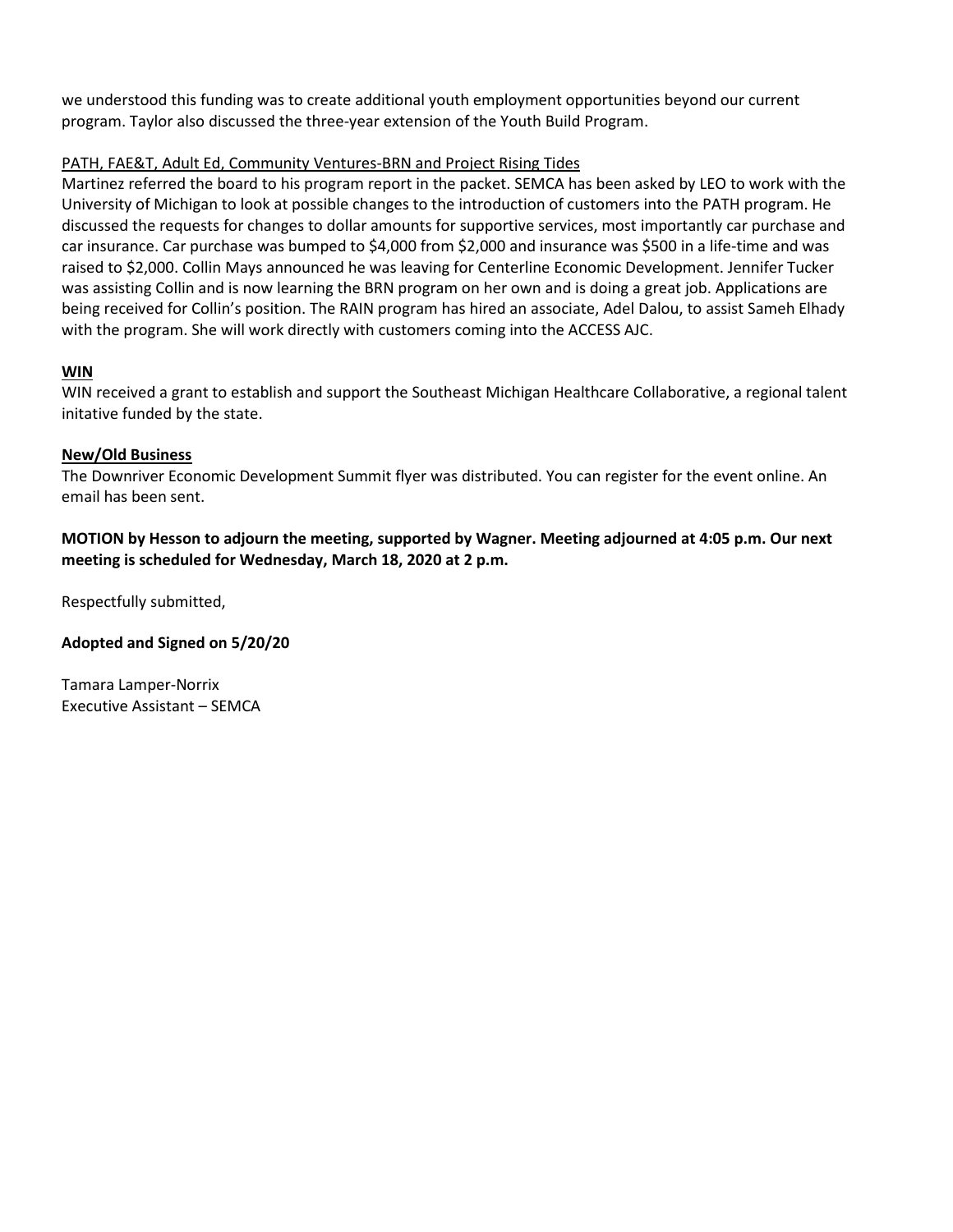we understood this funding was to create additional youth employment opportunities beyond our current program. Taylor also discussed the three-year extension of the Youth Build Program.

<u>PATH, FAE&T, Adult Ed, Community Ventures-BRN and Project Rising Tides</u>

Martinez referred the board to his program report in the packet. SEMCA has been asked by LEO to work with the University of Michigan to look at possible changes to the introduction of customers into the PATH program. He discussed the requests for changes to dollar amounts for supportive services, most importantly car purchase and car insurance. Car purchase was bumped to $4,000 from $2,000 and insurance was $500 in a life-time and was raised to $2,000. Collin Mays announced he was leaving for Centerline Economic Development. Jennifer Tucker was assisting Collin and is now learning the BRN program on her own and is doing a great job. Applications are being received for Collin's position. The RAIN program has hired an associate, Adel Dalou, to assist Sameh Elhady with the program. She will work directly with customers coming into the ACCESS AJC.

**<u>WIN</u>**

WIN received a grant to establish and support the Southeast Michigan Healthcare Collaborative, a regional talent initative funded by the state.

**<u>New/Old Business</u>**

The Downriver Economic Development Summit flyer was distributed. You can register for the event online. An email has been sent.

**MOTION by Hesson to adjourn the meeting, supported by Wagner. Meeting adjourned at 4:05 p.m. Our next meeting is scheduled for Wednesday, March 18, 2020 at 2 p.m.**

Respectfully submitted,

**Adopted and Signed on 5/20/20**

Tamara Lamper-Norrix
Executive Assistant – SEMCA